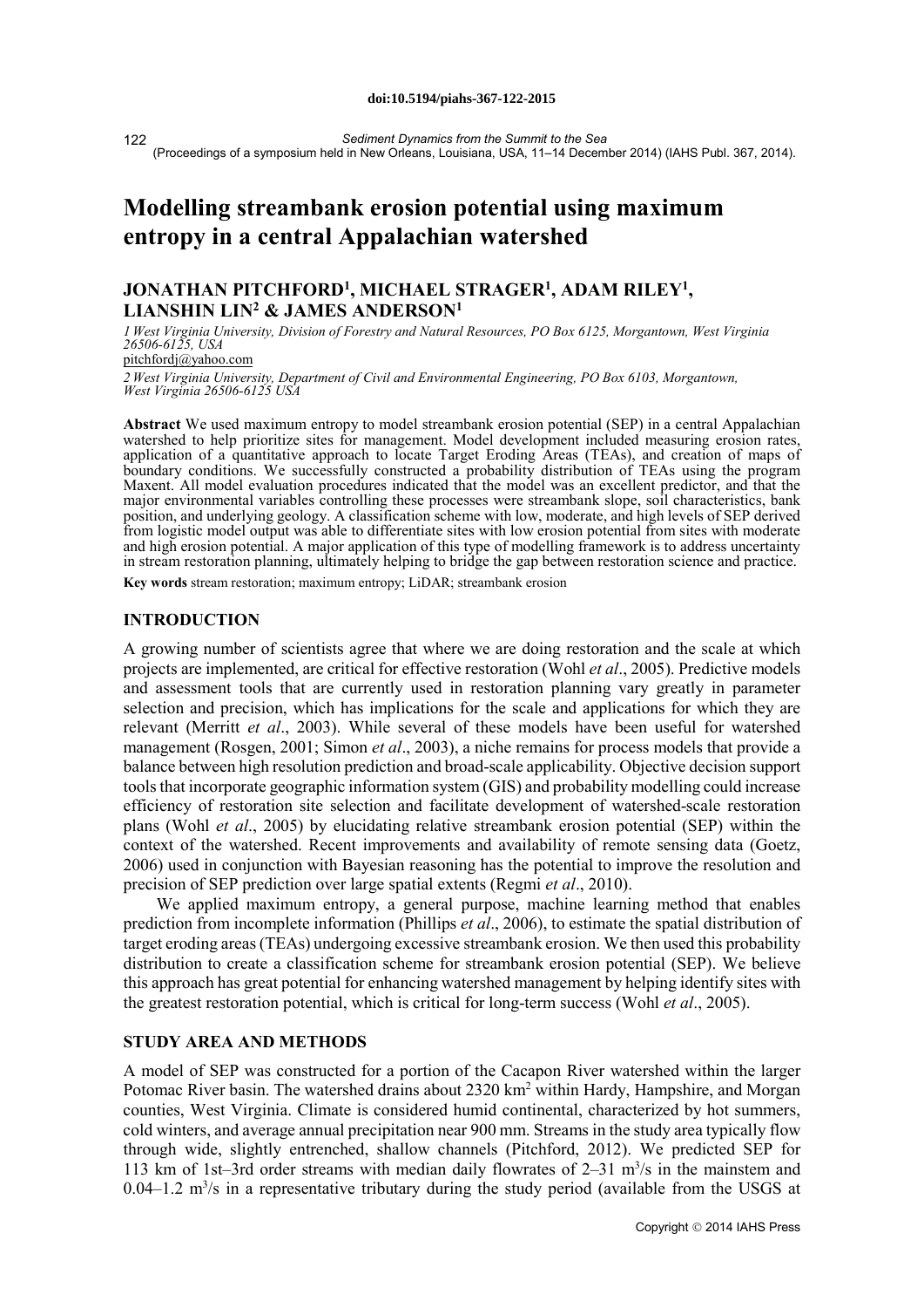# Modelling streambank erosion potential using maximum entropy in a central Appalachian watershed

## JONATHAN PITCHFORD[1], MICHAEL STRAGER[1], ADAM RILEY[1], LIANSHIN LIN[2] & JAMES ANDERSON[1]

*1 West Virginia University, Division of Forestry and Natural Resources, PO Box 6125, Morgantown, West Virginia 26506-6125, USA*
pitchfordj@yahoo.com

*2 West Virginia University, Department of Civil and Environmental Engineering, PO Box 6103, Morgantown, West Virginia 26506-6125 USA*

**Abstract** We used maximum entropy to model streambank erosion potential (SEP) in a central Appalachian watershed to help prioritize sites for management. Model development included measuring erosion rates, application of a quantitative approach to locate Target Eroding Areas (TEAs), and creation of maps of boundary conditions. We successfully constructed a probability distribution of TEAs using the program Maxent. All model evaluation procedures indicated that the model was an excellent predictor, and that the major environmental variables controlling these processes were streambank slope, soil characteristics, bank position, and underlying geology. A classification scheme with low, moderate, and high levels of SEP derived from logistic model output was able to differentiate sites with low erosion potential from sites with moderate and high erosion potential. A major application of this type of modelling framework is to address uncertainty in stream restoration planning, ultimately helping to bridge the gap between restoration science and practice.

**Key words** stream restoration; maximum entropy; LiDAR; streambank erosion

## INTRODUCTION

A growing number of scientists agree that where we are doing restoration and the scale at which projects are implemented, are critical for effective restoration (Wohl *et al*., 2005). Predictive models and assessment tools that are currently used in restoration planning vary greatly in parameter selection and precision, which has implications for the scale and applications for which they are relevant (Merritt *et al*., 2003). While several of these models have been useful for watershed management (Rosgen, 2001; Simon *et al*., 2003), a niche remains for process models that provide a balance between high resolution prediction and broad-scale applicability. Objective decision support tools that incorporate geographic information system (GIS) and probability modelling could increase efficiency of restoration site selection and facilitate development of watershed-scale restoration plans (Wohl *et al*., 2005) by elucidating relative streambank erosion potential (SEP) within the context of the watershed. Recent improvements and availability of remote sensing data (Goetz, 2006) used in conjunction with Bayesian reasoning has the potential to improve the resolution and precision of SEP prediction over large spatial extents (Regmi *et al*., 2010).

We applied maximum entropy, a general purpose, machine learning method that enables prediction from incomplete information (Phillips *et al*., 2006), to estimate the spatial distribution of target eroding areas (TEAs) undergoing excessive streambank erosion. We then used this probability distribution to create a classification scheme for streambank erosion potential (SEP). We believe this approach has great potential for enhancing watershed management by helping identify sites with the greatest restoration potential, which is critical for long-term success (Wohl *et al*., 2005).

## STUDY AREA AND METHODS

A model of SEP was constructed for a portion of the Cacapon River watershed within the larger Potomac River basin. The watershed drains about 2320 km$^2$ within Hardy, Hampshire, and Morgan counties, West Virginia. Climate is considered humid continental, characterized by hot summers, cold winters, and average annual precipitation near 900 mm. Streams in the study area typically flow through wide, slightly entrenched, shallow channels (Pitchford, 2012). We predicted SEP for 113 km of 1st–3rd order streams with median daily flowrates of 2–31 m$^3$/s in the mainstem and 0.04–1.2 m$^3$/s in a representative tributary during the study period (available from the USGS at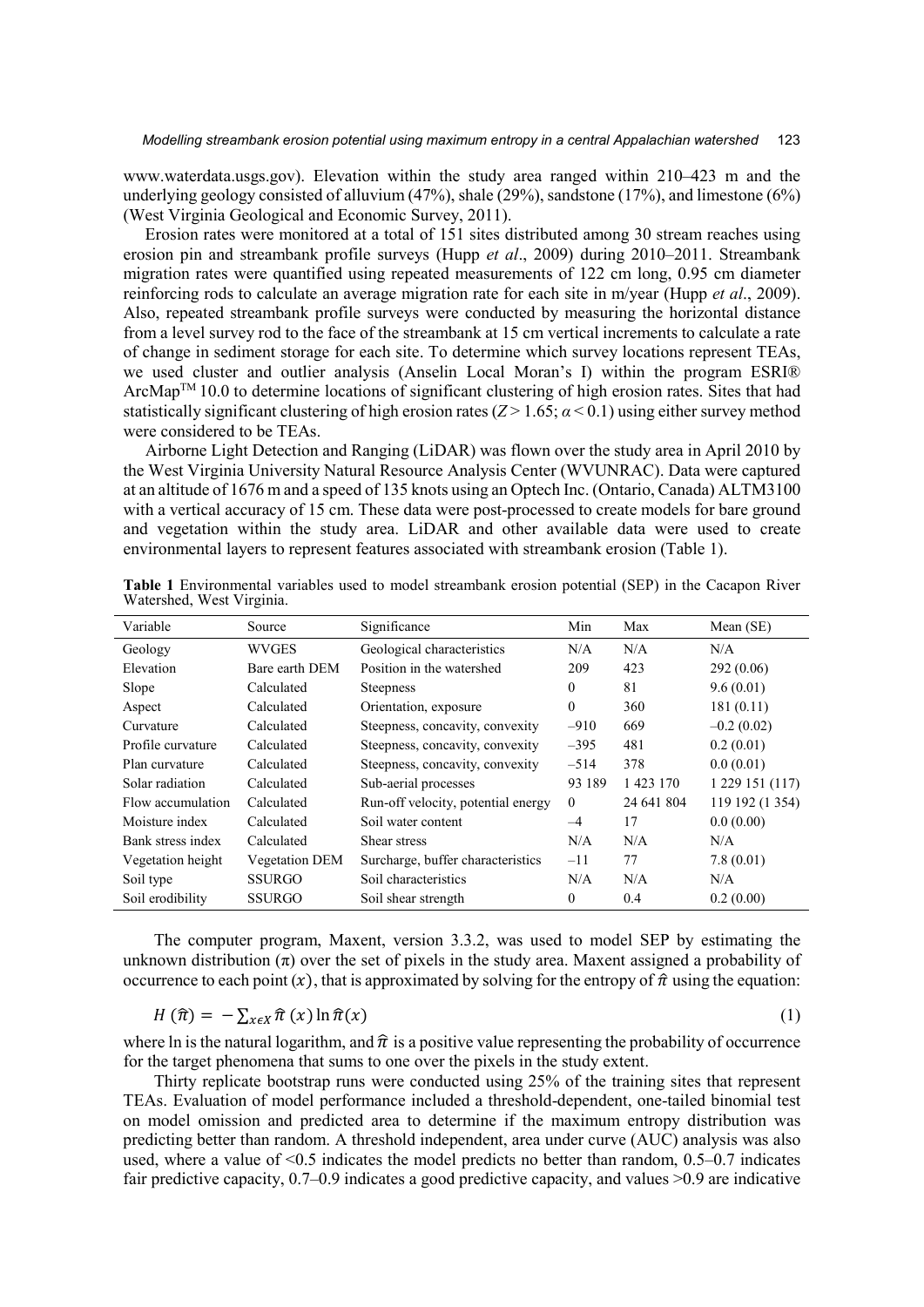www.waterdata.usgs.gov). Elevation within the study area ranged within 210–423 m and the underlying geology consisted of alluvium (47%), shale (29%), sandstone (17%), and limestone (6%) (West Virginia Geological and Economic Survey, 2011).

Erosion rates were monitored at a total of 151 sites distributed among 30 stream reaches using erosion pin and streambank profile surveys (Hupp *et al*., 2009) during 2010–2011. Streambank migration rates were quantified using repeated measurements of 122 cm long, 0.95 cm diameter reinforcing rods to calculate an average migration rate for each site in m/year (Hupp *et al*., 2009). Also, repeated streambank profile surveys were conducted by measuring the horizontal distance from a level survey rod to the face of the streambank at 15 cm vertical increments to calculate a rate of change in sediment storage for each site. To determine which survey locations represent TEAs, we used cluster and outlier analysis (Anselin Local Moran's I) within the program ESRI® ArcMap™ 10.0 to determine locations of significant clustering of high erosion rates. Sites that had statistically significant clustering of high erosion rates ($Z > 1.65$; $\alpha < 0.1$) using either survey method were considered to be TEAs.

Airborne Light Detection and Ranging (LiDAR) was flown over the study area in April 2010 by the West Virginia University Natural Resource Analysis Center (WVUNRAC). Data were captured at an altitude of 1676 m and a speed of 135 knots using an Optech Inc. (Ontario, Canada) ALTM3100 with a vertical accuracy of 15 cm. These data were post-processed to create models for bare ground and vegetation within the study area. LiDAR and other available data were used to create environmental layers to represent features associated with streambank erosion (Table 1).

**Table 1** Environmental variables used to model streambank erosion potential (SEP) in the Cacapon River Watershed, West Virginia.

| Variable | Source | Significance | Min | Max | Mean (SE) |
|---|---|---|---|---|---|
| Geology | WVGES | Geological characteristics | N/A | N/A | N/A |
| Elevation | Bare earth DEM | Position in the watershed | 209 | 423 | 292 (0.06) |
| Slope | Calculated | Steepness | 0 | 81 | 9.6 (0.01) |
| Aspect | Calculated | Orientation, exposure | 0 | 360 | 181 (0.11) |
| Curvature | Calculated | Steepness, concavity, convexity | –910 | 669 | –0.2 (0.02) |
| Profile curvature | Calculated | Steepness, concavity, convexity | –395 | 481 | 0.2 (0.01) |
| Plan curvature | Calculated | Steepness, concavity, convexity | –514 | 378 | 0.0 (0.01) |
| Solar radiation | Calculated | Sub-aerial processes | 93 189 | 1 423 170 | 1 229 151 (117) |
| Flow accumulation | Calculated | Run-off velocity, potential energy | 0 | 24 641 804 | 119 192 (1 354) |
| Moisture index | Calculated | Soil water content | –4 | 17 | 0.0 (0.00) |
| Bank stress index | Calculated | Shear stress | N/A | N/A | N/A |
| Vegetation height | Vegetation DEM | Surcharge, buffer characteristics | –11 | 77 | 7.8 (0.01) |
| Soil type | SSURGO | Soil characteristics | N/A | N/A | N/A |
| Soil erodibility | SSURGO | Soil shear strength | 0 | 0.4 | 0.2 (0.00) |

The computer program, Maxent, version 3.3.2, was used to model SEP by estimating the unknown distribution ($\pi$) over the set of pixels in the study area. Maxent assigned a probability of occurrence to each point ($x$), that is approximated by solving for the entropy of $\hat{\pi}$ using the equation:

$$H(\hat{\pi}) = -\sum_{x \epsilon X} \hat{\pi}(x) \ln \hat{\pi}(x) \tag{1}$$

where ln is the natural logarithm, and $\hat{\pi}$ is a positive value representing the probability of occurrence for the target phenomena that sums to one over the pixels in the study extent.

Thirty replicate bootstrap runs were conducted using 25% of the training sites that represent TEAs. Evaluation of model performance included a threshold-dependent, one-tailed binomial test on model omission and predicted area to determine if the maximum entropy distribution was predicting better than random. A threshold independent, area under curve (AUC) analysis was also used, where a value of <0.5 indicates the model predicts no better than random, 0.5–0.7 indicates fair predictive capacity, 0.7–0.9 indicates a good predictive capacity, and values >0.9 are indicative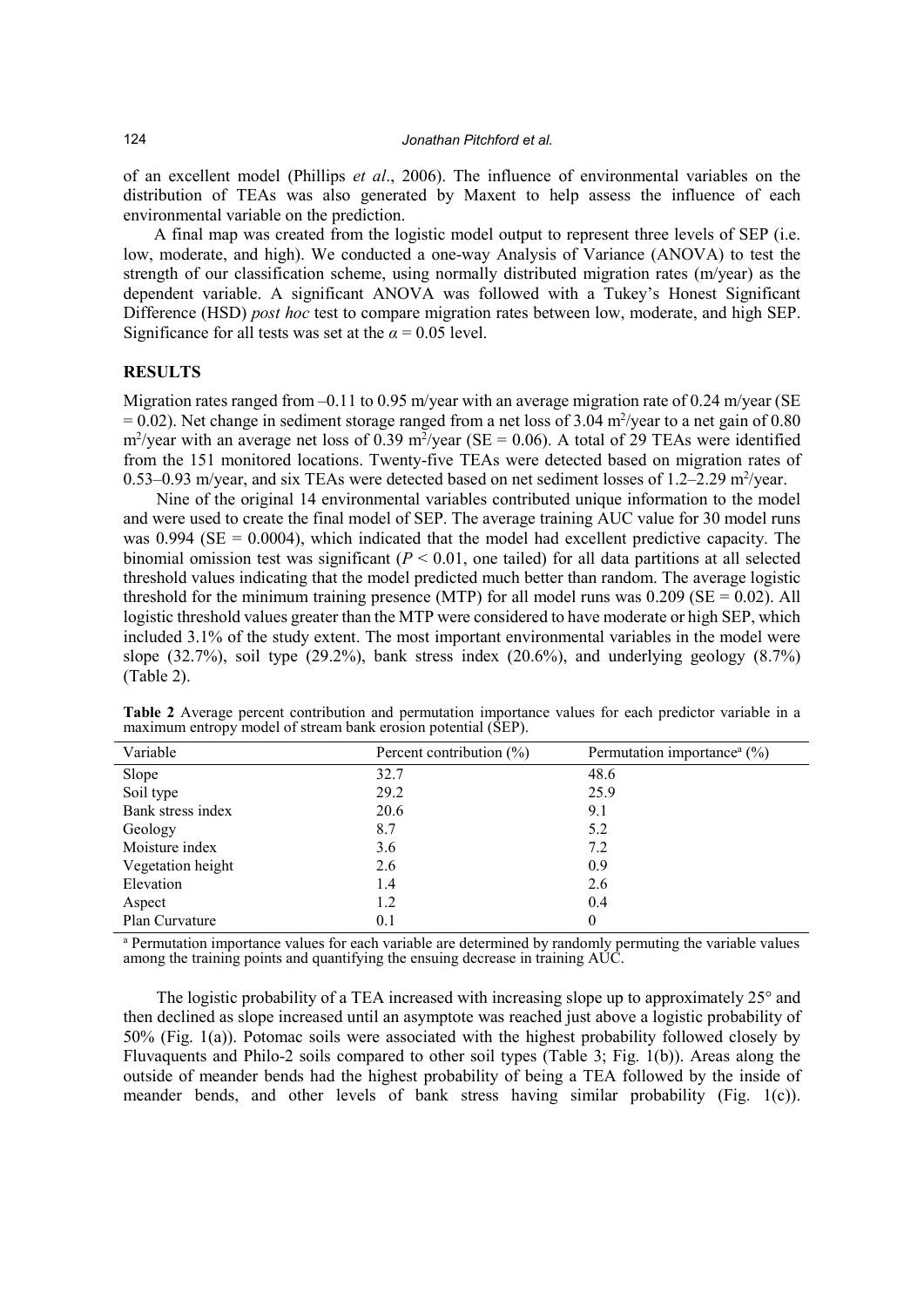of an excellent model (Phillips *et al*., 2006). The influence of environmental variables on the distribution of TEAs was also generated by Maxent to help assess the influence of each environmental variable on the prediction.

A final map was created from the logistic model output to represent three levels of SEP (i.e. low, moderate, and high). We conducted a one-way Analysis of Variance (ANOVA) to test the strength of our classification scheme, using normally distributed migration rates (m/year) as the dependent variable. A significant ANOVA was followed with a Tukey's Honest Significant Difference (HSD) *post hoc* test to compare migration rates between low, moderate, and high SEP. Significance for all tests was set at the $\alpha = 0.05$ level.

## RESULTS

Migration rates ranged from –0.11 to 0.95 m/year with an average migration rate of 0.24 m/year (SE = 0.02). Net change in sediment storage ranged from a net loss of 3.04 $m^2$/year to a net gain of 0.80 $m^2$/year with an average net loss of 0.39 $m^2$/year (SE = 0.06). A total of 29 TEAs were identified from the 151 monitored locations. Twenty-five TEAs were detected based on migration rates of 0.53–0.93 m/year, and six TEAs were detected based on net sediment losses of 1.2–2.29 $m^2$/year.

Nine of the original 14 environmental variables contributed unique information to the model and were used to create the final model of SEP. The average training AUC value for 30 model runs was 0.994 (SE = 0.0004), which indicated that the model had excellent predictive capacity. The binomial omission test was significant ($P < 0.01$, one tailed) for all data partitions at all selected threshold values indicating that the model predicted much better than random. The average logistic threshold for the minimum training presence (MTP) for all model runs was 0.209 (SE = 0.02). All logistic threshold values greater than the MTP were considered to have moderate or high SEP, which included 3.1% of the study extent. The most important environmental variables in the model were slope (32.7%), soil type (29.2%), bank stress index (20.6%), and underlying geology (8.7%) (Table 2).

**Table 2** Average percent contribution and permutation importance values for each predictor variable in a maximum entropy model of stream bank erosion potential (SEP).

| Variable | Percent contribution (%) | Permutation importance[a] (%) |
|---|---|---|
| Slope | 32.7 | 48.6 |
| Soil type | 29.2 | 25.9 |
| Bank stress index | 20.6 | 9.1 |
| Geology | 8.7 | 5.2 |
| Moisture index | 3.6 | 7.2 |
| Vegetation height | 2.6 | 0.9 |
| Elevation | 1.4 | 2.6 |
| Aspect | 1.2 | 0.4 |
| Plan Curvature | 0.1 | 0 |

[a] Permutation importance values for each variable are determined by randomly permuting the variable values among the training points and quantifying the ensuing decrease in training AUC.

The logistic probability of a TEA increased with increasing slope up to approximately 25° and then declined as slope increased until an asymptote was reached just above a logistic probability of 50% (Fig. 1(a)). Potomac soils were associated with the highest probability followed closely by Fluvaquents and Philo-2 soils compared to other soil types (Table 3; Fig. 1(b)). Areas along the outside of meander bends had the highest probability of being a TEA followed by the inside of meander bends, and other levels of bank stress having similar probability (Fig. 1(c)).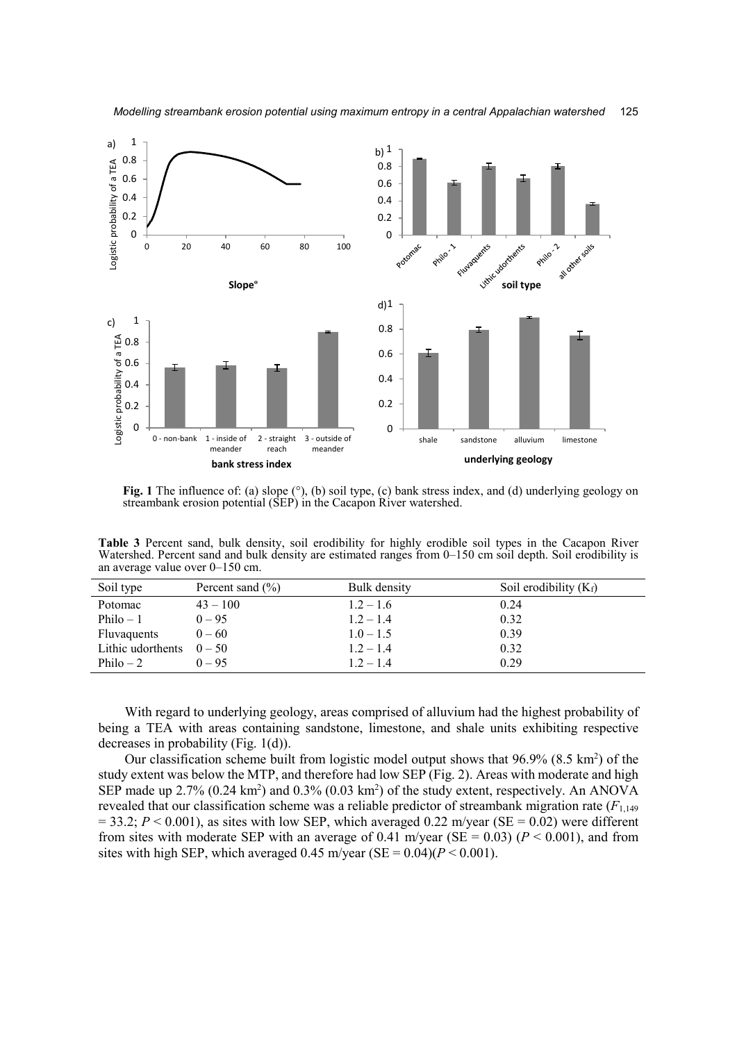**Fig. 1** The influence of: (a) slope (°), (b) soil type, (c) bank stress index, and (d) underlying geology on streambank erosion potential (SEP) in the Cacapon River watershed.

**Table 3** Percent sand, bulk density, soil erodibility for highly erodible soil types in the Cacapon River Watershed. Percent sand and bulk density are estimated ranges from 0–150 cm soil depth. Soil erodibility is an average value over 0–150 cm.

| Soil type | Percent sand (%) | Bulk density | Soil erodibility ($K_f$) |
|---|---|---|---|
| Potomac | 43 – 100 | 1.2 – 1.6 | 0.24 |
| Philo – 1 | 0 – 95 | 1.2 – 1.4 | 0.32 |
| Fluvaquents | 0 – 60 | 1.0 – 1.5 | 0.39 |
| Lithic udorthents | 0 – 50 | 1.2 – 1.4 | 0.32 |
| Philo – 2 | 0 – 95 | 1.2 – 1.4 | 0.29 |

With regard to underlying geology, areas comprised of alluvium had the highest probability of being a TEA with areas containing sandstone, limestone, and shale units exhibiting respective decreases in probability (Fig. 1(d)).

Our classification scheme built from logistic model output shows that 96.9% (8.5 km$^2$) of the study extent was below the MTP, and therefore had low SEP (Fig. 2). Areas with moderate and high SEP made up 2.7% (0.24 km$^2$) and 0.3% (0.03 km$^2$) of the study extent, respectively. An ANOVA revealed that our classification scheme was a reliable predictor of streambank migration rate ($F_{1,149} = 33.2$; $P < 0.001$), as sites with low SEP, which averaged 0.22 m/year (SE = 0.02) were different from sites with moderate SEP with an average of 0.41 m/year (SE = 0.03) ($P < 0.001$), and from sites with high SEP, which averaged 0.45 m/year (SE = 0.04)($P < 0.001$).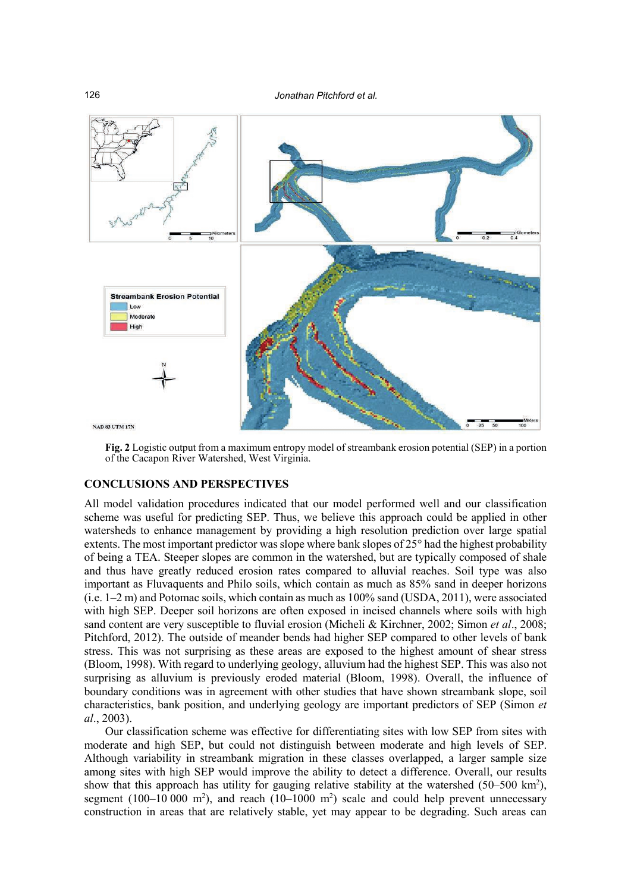**Fig. 2** Logistic output from a maximum entropy model of streambank erosion potential (SEP) in a portion of the Cacapon River Watershed, West Virginia.

## CONCLUSIONS AND PERSPECTIVES

All model validation procedures indicated that our model performed well and our classification scheme was useful for predicting SEP. Thus, we believe this approach could be applied in other watersheds to enhance management by providing a high resolution prediction over large spatial extents. The most important predictor was slope where bank slopes of 25° had the highest probability of being a TEA. Steeper slopes are common in the watershed, but are typically composed of shale and thus have greatly reduced erosion rates compared to alluvial reaches. Soil type was also important as Fluvaquents and Philo soils, which contain as much as 85% sand in deeper horizons (i.e. 1–2 m) and Potomac soils, which contain as much as 100% sand (USDA, 2011), were associated with high SEP. Deeper soil horizons are often exposed in incised channels where soils with high sand content are very susceptible to fluvial erosion (Micheli & Kirchner, 2002; Simon *et al*., 2008; Pitchford, 2012). The outside of meander bends had higher SEP compared to other levels of bank stress. This was not surprising as these areas are exposed to the highest amount of shear stress (Bloom, 1998). With regard to underlying geology, alluvium had the highest SEP. This was also not surprising as alluvium is previously eroded material (Bloom, 1998). Overall, the influence of boundary conditions was in agreement with other studies that have shown streambank slope, soil characteristics, bank position, and underlying geology are important predictors of SEP (Simon *et al*., 2003).

Our classification scheme was effective for differentiating sites with low SEP from sites with moderate and high SEP, but could not distinguish between moderate and high levels of SEP. Although variability in streambank migration in these classes overlapped, a larger sample size among sites with high SEP would improve the ability to detect a difference. Overall, our results show that this approach has utility for gauging relative stability at the watershed (50–500 km$^2$), segment (100–10 000 m$^2$), and reach (10–1000 m$^2$) scale and could help prevent unnecessary construction in areas that are relatively stable, yet may appear to be degrading. Such areas can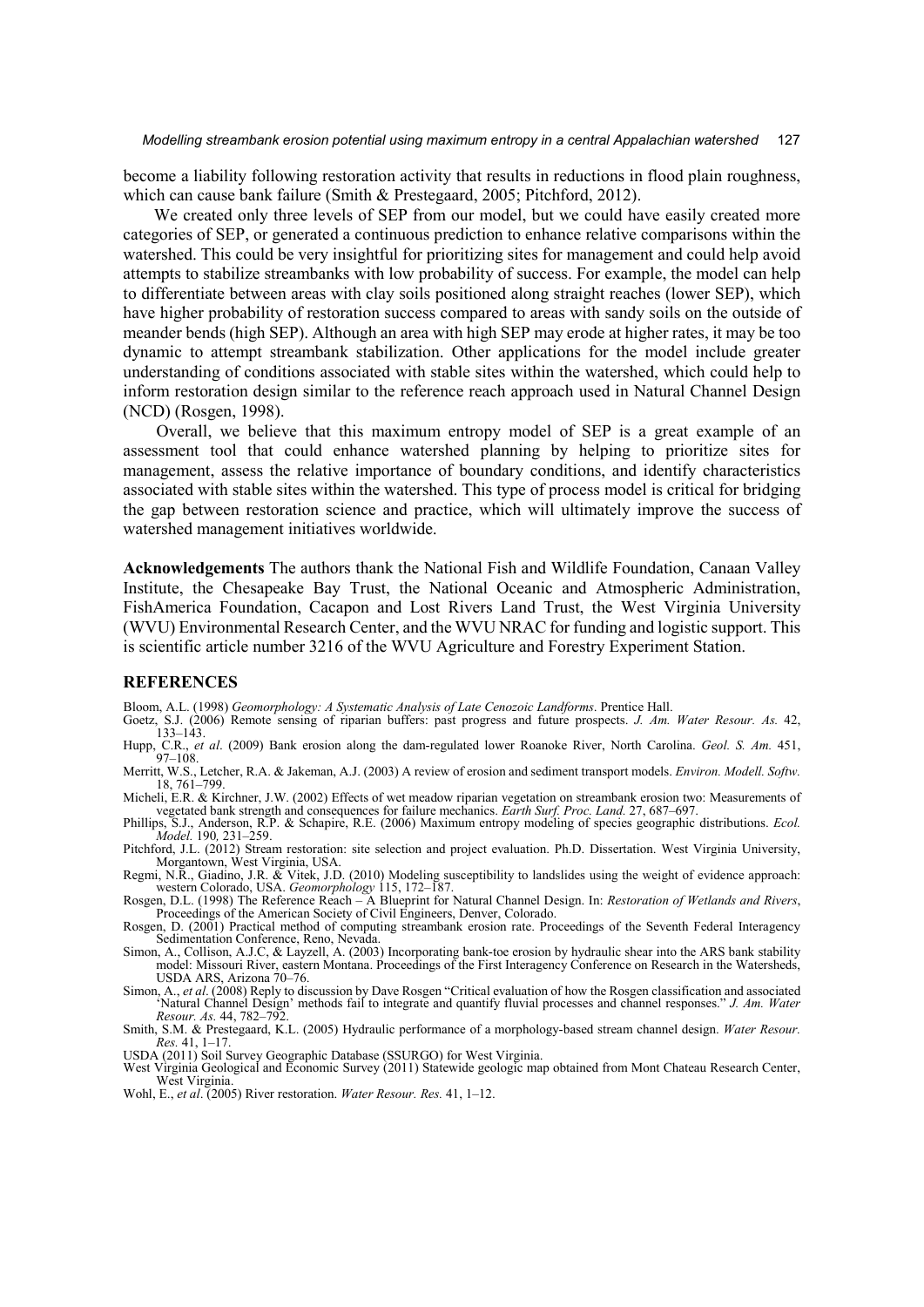become a liability following restoration activity that results in reductions in flood plain roughness, which can cause bank failure (Smith & Prestegaard, 2005; Pitchford, 2012).

We created only three levels of SEP from our model, but we could have easily created more categories of SEP, or generated a continuous prediction to enhance relative comparisons within the watershed. This could be very insightful for prioritizing sites for management and could help avoid attempts to stabilize streambanks with low probability of success. For example, the model can help to differentiate between areas with clay soils positioned along straight reaches (lower SEP), which have higher probability of restoration success compared to areas with sandy soils on the outside of meander bends (high SEP). Although an area with high SEP may erode at higher rates, it may be too dynamic to attempt streambank stabilization. Other applications for the model include greater understanding of conditions associated with stable sites within the watershed, which could help to inform restoration design similar to the reference reach approach used in Natural Channel Design (NCD) (Rosgen, 1998).

Overall, we believe that this maximum entropy model of SEP is a great example of an assessment tool that could enhance watershed planning by helping to prioritize sites for management, assess the relative importance of boundary conditions, and identify characteristics associated with stable sites within the watershed. This type of process model is critical for bridging the gap between restoration science and practice, which will ultimately improve the success of watershed management initiatives worldwide.

**Acknowledgements** The authors thank the National Fish and Wildlife Foundation, Canaan Valley Institute, the Chesapeake Bay Trust, the National Oceanic and Atmospheric Administration, FishAmerica Foundation, Cacapon and Lost Rivers Land Trust, the West Virginia University (WVU) Environmental Research Center, and the WVU NRAC for funding and logistic support. This is scientific article number 3216 of the WVU Agriculture and Forestry Experiment Station.

## REFERENCES

Bloom, A.L. (1998) *Geomorphology: A Systematic Analysis of Late Cenozoic Landforms*. Prentice Hall.

Goetz, S.J. (2006) Remote sensing of riparian buffers: past progress and future prospects. *J. Am. Water Resour. As.* 42, 133–143.

Hupp, C.R., *et al*. (2009) Bank erosion along the dam-regulated lower Roanoke River, North Carolina. *Geol. S. Am.* 451, 97–108.

Merritt, W.S., Letcher, R.A. & Jakeman, A.J. (2003) A review of erosion and sediment transport models. *Environ. Modell. Softw.* 18, 761–799.

Micheli, E.R. & Kirchner, J.W. (2002) Effects of wet meadow riparian vegetation on streambank erosion two: Measurements of vegetated bank strength and consequences for failure mechanics. *Earth Surf. Proc. Land.* 27, 687–697.

Phillips, S.J., Anderson, R.P. & Schapire, R.E. (2006) Maximum entropy modeling of species geographic distributions. *Ecol. Model.* 190*,* 231–259.

Pitchford, J.L. (2012) Stream restoration: site selection and project evaluation. Ph.D. Dissertation. West Virginia University, Morgantown, West Virginia, USA.

Regmi, N.R., Giadino, J.R. & Vitek, J.D. (2010) Modeling susceptibility to landslides using the weight of evidence approach: western Colorado, USA. *Geomorphology* 115, 172–187.

Rosgen, D.L. (1998) The Reference Reach – A Blueprint for Natural Channel Design. In: *Restoration of Wetlands and Rivers*, Proceedings of the American Society of Civil Engineers, Denver, Colorado.

Rosgen, D. (2001) Practical method of computing streambank erosion rate. Proceedings of the Seventh Federal Interagency Sedimentation Conference, Reno, Nevada.

Simon, A., Collison, A.J.C, & Layzell, A. (2003) Incorporating bank-toe erosion by hydraulic shear into the ARS bank stability model: Missouri River, eastern Montana. Proceedings of the First Interagency Conference on Research in the Watersheds, USDA ARS, Arizona 70–76.

Simon, A., *et al*. (2008) Reply to discussion by Dave Rosgen "Critical evaluation of how the Rosgen classification and associated 'Natural Channel Design' methods fail to integrate and quantify fluvial processes and channel responses." *J. Am. Water Resour. As.* 44, 782–792.

Smith, S.M. & Prestegaard, K.L. (2005) Hydraulic performance of a morphology-based stream channel design. *Water Resour. Res.* 41, 1–17.

USDA (2011) Soil Survey Geographic Database (SSURGO) for West Virginia.

West Virginia Geological and Economic Survey (2011) Statewide geologic map obtained from Mont Chateau Research Center, West Virginia.

Wohl, E., *et al*. (2005) River restoration. *Water Resour. Res.* 41, 1–12.